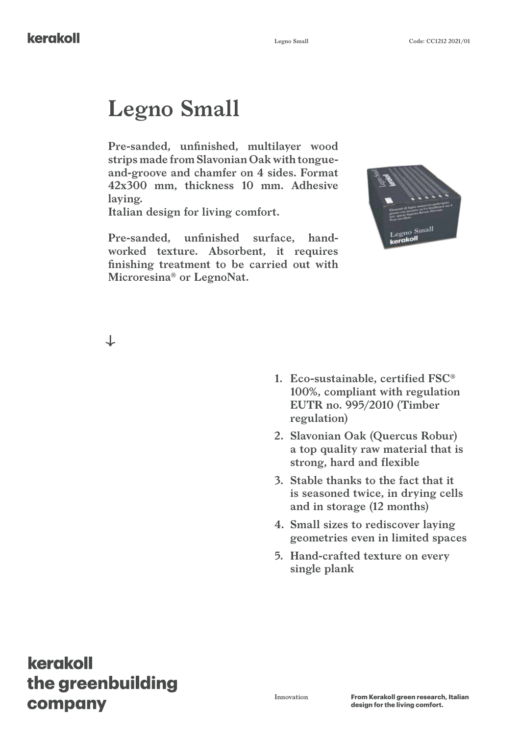# Legno Small

**Pre-sanded, unfinished, multilayer wood strips made from Slavonian Oak with tongue-and-groove and chamfer on 4 sides. Format 42x300 mm, thickness 10 mm. Adhesive laying.**
**Italian design for living comfort.**

**Pre-sanded, unfinished surface, hand-worked texture. Absorbent, it requires finishing treatment to be carried out with Microresina® or LegnoNat.**

↓

1. **Eco-sustainable, certified FSC® 100%, compliant with regulation EUTR no. 995/2010 (Timber regulation)**
2. **Slavonian Oak (Quercus Robur) a top quality raw material that is strong, hard and flexible**
3. **Stable thanks to the fact that it is seasoned twice, in drying cells and in storage (12 months)**
4. **Small sizes to rediscover laying geometries even in limited spaces**
5. **Hand-crafted texture on every single plank**

**kerakoll the greenbuilding company**

Innovation

**From Kerakoll green research, Italian design for the living comfort.**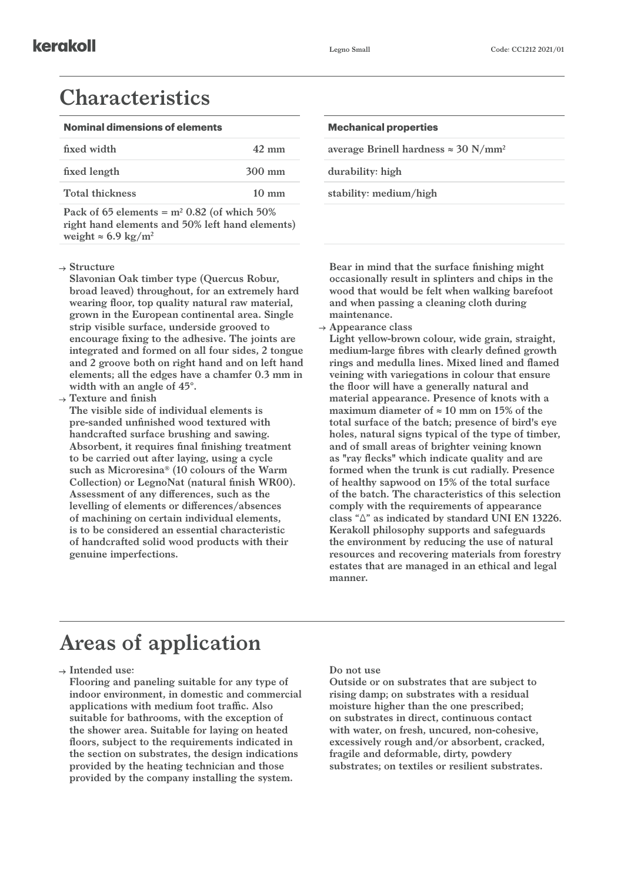# Characteristics

| Nominal dimensions of elements | |
|---|---|
| fixed width | 42 mm |
| fixed length | 300 mm |
| Total thickness | 10 mm |
| Pack of 65 elements = $m^2$ 0.82 (of which 50% right hand elements and 50% left hand elements) weight ≈ 6.9 kg/$m^2$ | |

| Mechanical properties |
|---|
| average Brinell hardness ≈ 30 N/$mm^2$ |
| durability: high |
| stability: medium/high |

→ **Structure**
Slavonian Oak timber type (Quercus Robur, broad leaved) throughout, for an extremely hard wearing floor, top quality natural raw material, grown in the European continental area. Single strip visible surface, underside grooved to encourage fixing to the adhesive. The joints are integrated and formed on all four sides, 2 tongue and 2 groove both on right hand and on left hand elements; all the edges have a chamfer 0.3 mm in width with an angle of 45°.

→ **Texture and finish**
The visible side of individual elements is pre-sanded unfinished wood textured with handcrafted surface brushing and sawing. Absorbent, it requires final finishing treatment to be carried out after laying, using a cycle such as Microresina® (10 colours of the Warm Collection) or LegnoNat (natural finish WR00). Assessment of any differences, such as the levelling of elements or differences/absences of machining on certain individual elements, is to be considered an essential characteristic of handcrafted solid wood products with their genuine imperfections.
Bear in mind that the surface finishing might occasionally result in splinters and chips in the wood that would be felt when walking barefoot and when passing a cleaning cloth during maintenance.

→ **Appearance class**
Light yellow-brown colour, wide grain, straight, medium-large fibres with clearly defined growth rings and medulla lines. Mixed lined and flamed veining with variegations in colour that ensure the floor will have a generally natural and material appearance. Presence of knots with a maximum diameter of ≈ 10 mm on 15% of the total surface of the batch; presence of bird's eye holes, natural signs typical of the type of timber, and of small areas of brighter veining known as "ray flecks" which indicate quality and are formed when the trunk is cut radially. Presence of healthy sapwood on 15% of the total surface of the batch. The characteristics of this selection comply with the requirements of appearance class "△" as indicated by standard UNI EN 13226. Kerakoll philosophy supports and safeguards the environment by reducing the use of natural resources and recovering materials from forestry estates that are managed in an ethical and legal manner.

# Areas of application

→ **Intended use:**
Flooring and paneling suitable for any type of indoor environment, in domestic and commercial applications with medium foot traffic. Also suitable for bathrooms, with the exception of the shower area. Suitable for laying on heated floors, subject to the requirements indicated in the section on substrates, the design indications provided by the heating technician and those provided by the company installing the system.

**Do not use**
Outside or on substrates that are subject to rising damp; on substrates with a residual moisture higher than the one prescribed; on substrates in direct, continuous contact with water, on fresh, uncured, non-cohesive, excessively rough and/or absorbent, cracked, fragile and deformable, dirty, powdery substrates; on textiles or resilient substrates.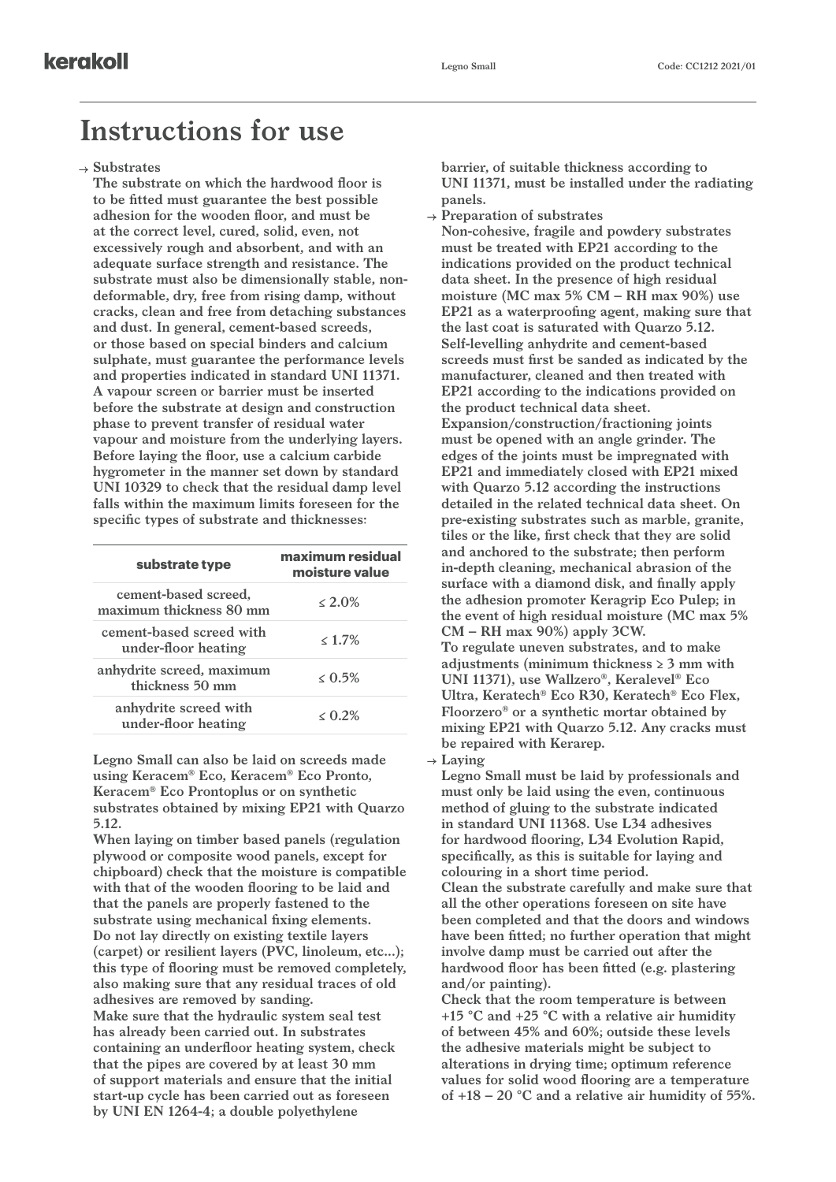# Instructions for use

→ Substrates

The substrate on which the hardwood floor is to be fitted must guarantee the best possible adhesion for the wooden floor, and must be at the correct level, cured, solid, even, not excessively rough and absorbent, and with an adequate surface strength and resistance. The substrate must also be dimensionally stable, non-deformable, dry, free from rising damp, without cracks, clean and free from detaching substances and dust. In general, cement-based screeds, or those based on special binders and calcium sulphate, must guarantee the performance levels and properties indicated in standard UNI 11371. A vapour screen or barrier must be inserted before the substrate at design and construction phase to prevent transfer of residual water vapour and moisture from the underlying layers. Before laying the floor, use a calcium carbide hygrometer in the manner set down by standard UNI 10329 to check that the residual damp level falls within the maximum limits foreseen for the specific types of substrate and thicknesses:

| substrate type | maximum residual moisture value |
|---|---|
| cement-based screed, maximum thickness 80 mm | ≤ 2.0% |
| cement-based screed with under-floor heating | ≤ 1.7% |
| anhydrite screed, maximum thickness 50 mm | ≤ 0.5% |
| anhydrite screed with under-floor heating | ≤ 0.2% |

Legno Small can also be laid on screeds made using Keracem® Eco, Keracem® Eco Pronto, Keracem® Eco Prontoplus or on synthetic substrates obtained by mixing EP21 with Quarzo 5.12.

When laying on timber based panels (regulation plywood or composite wood panels, except for chipboard) check that the moisture is compatible with that of the wooden flooring to be laid and that the panels are properly fastened to the substrate using mechanical fixing elements.

Do not lay directly on existing textile layers (carpet) or resilient layers (PVC, linoleum, etc...); this type of flooring must be removed completely, also making sure that any residual traces of old adhesives are removed by sanding.

Make sure that the hydraulic system seal test has already been carried out. In substrates containing an underfloor heating system, check that the pipes are covered by at least 30 mm of support materials and ensure that the initial start-up cycle has been carried out as foreseen by UNI EN 1264-4; a double polyethylene barrier, of suitable thickness according to UNI 11371, must be installed under the radiating panels.

→ Preparation of substrates

Non-cohesive, fragile and powdery substrates must be treated with EP21 according to the indications provided on the product technical data sheet. In the presence of high residual moisture (MC max 5% CM – RH max 90%) use EP21 as a waterproofing agent, making sure that the last coat is saturated with Quarzo 5.12.

Self-levelling anhydrite and cement-based screeds must first be sanded as indicated by the manufacturer, cleaned and then treated with EP21 according to the indications provided on the product technical data sheet.

Expansion/construction/fractioning joints must be opened with an angle grinder. The edges of the joints must be impregnated with EP21 and immediately closed with EP21 mixed with Quarzo 5.12 according the instructions detailed in the related technical data sheet. On pre-existing substrates such as marble, granite, tiles or the like, first check that they are solid and anchored to the substrate; then perform in-depth cleaning, mechanical abrasion of the surface with a diamond disk, and finally apply the adhesion promoter Keragrip Eco Pulep; in the event of high residual moisture (MC max 5% CM – RH max 90%) apply 3CW.

To regulate uneven substrates, and to make adjustments (minimum thickness ≥ 3 mm with UNI 11371), use Wallzero®, Keralevel® Eco Ultra, Keratech® Eco R30, Keratech® Eco Flex, Floorzero® or a synthetic mortar obtained by mixing EP21 with Quarzo 5.12. Any cracks must be repaired with Kerarep.

→ Laying

Legno Small must be laid by professionals and must only be laid using the even, continuous method of gluing to the substrate indicated in standard UNI 11368. Use L34 adhesives for hardwood flooring, L34 Evolution Rapid, specifically, as this is suitable for laying and colouring in a short time period.

Clean the substrate carefully and make sure that all the other operations foreseen on site have been completed and that the doors and windows have been fitted; no further operation that might involve damp must be carried out after the hardwood floor has been fitted (e.g. plastering and/or painting).

Check that the room temperature is between +15 °C and +25 °C with a relative air humidity of between 45% and 60%; outside these levels the adhesive materials might be subject to alterations in drying time; optimum reference values for solid wood flooring are a temperature of +18 – 20 °C and a relative air humidity of 55%.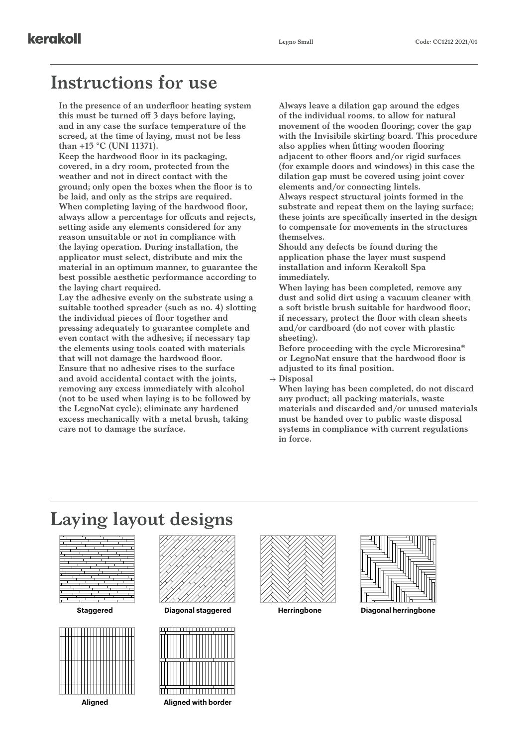# Instructions for use

In the presence of an underfloor heating system this must be turned off 3 days before laying, and in any case the surface temperature of the screed, at the time of laying, must not be less than +15 °C (UNI 11371).

Keep the hardwood floor in its packaging, covered, in a dry room, protected from the weather and not in direct contact with the ground; only open the boxes when the floor is to be laid, and only as the strips are required.

When completing laying of the hardwood floor, always allow a percentage for offcuts and rejects, setting aside any elements considered for any reason unsuitable or not in compliance with the laying operation. During installation, the applicator must select, distribute and mix the material in an optimum manner, to guarantee the best possible aesthetic performance according to the laying chart required.

Lay the adhesive evenly on the substrate using a suitable toothed spreader (such as no. 4) slotting the individual pieces of floor together and pressing adequately to guarantee complete and even contact with the adhesive; if necessary tap the elements using tools coated with materials that will not damage the hardwood floor.

Ensure that no adhesive rises to the surface and avoid accidental contact with the joints, removing any excess immediately with alcohol (not to be used when laying is to be followed by the LegnoNat cycle); eliminate any hardened excess mechanically with a metal brush, taking care not to damage the surface.

Always leave a dilation gap around the edges of the individual rooms, to allow for natural movement of the wooden flooring; cover the gap with the Invisibile skirting board. This procedure also applies when fitting wooden flooring adjacent to other floors and/or rigid surfaces (for example doors and windows) in this case the dilation gap must be covered using joint cover elements and/or connecting lintels.

Always respect structural joints formed in the substrate and repeat them on the laying surface; these joints are specifically inserted in the design to compensate for movements in the structures themselves.

Should any defects be found during the application phase the layer must suspend installation and inform Kerakoll Spa immediately.

When laying has been completed, remove any dust and solid dirt using a vacuum cleaner with a soft bristle brush suitable for hardwood floor; if necessary, protect the floor with clean sheets and/or cardboard (do not cover with plastic sheeting).

Before proceeding with the cycle Microresina® or LegnoNat ensure that the hardwood floor is adjusted to its final position.

→ **Disposal**

When laying has been completed, do not discard any product; all packing materials, waste materials and discarded and/or unused materials must be handed over to public waste disposal systems in compliance with current regulations in force.

# Laying layout designs

Staggered

Diagonal staggered

Herringbone

Diagonal herringbone

Aligned

Aligned with border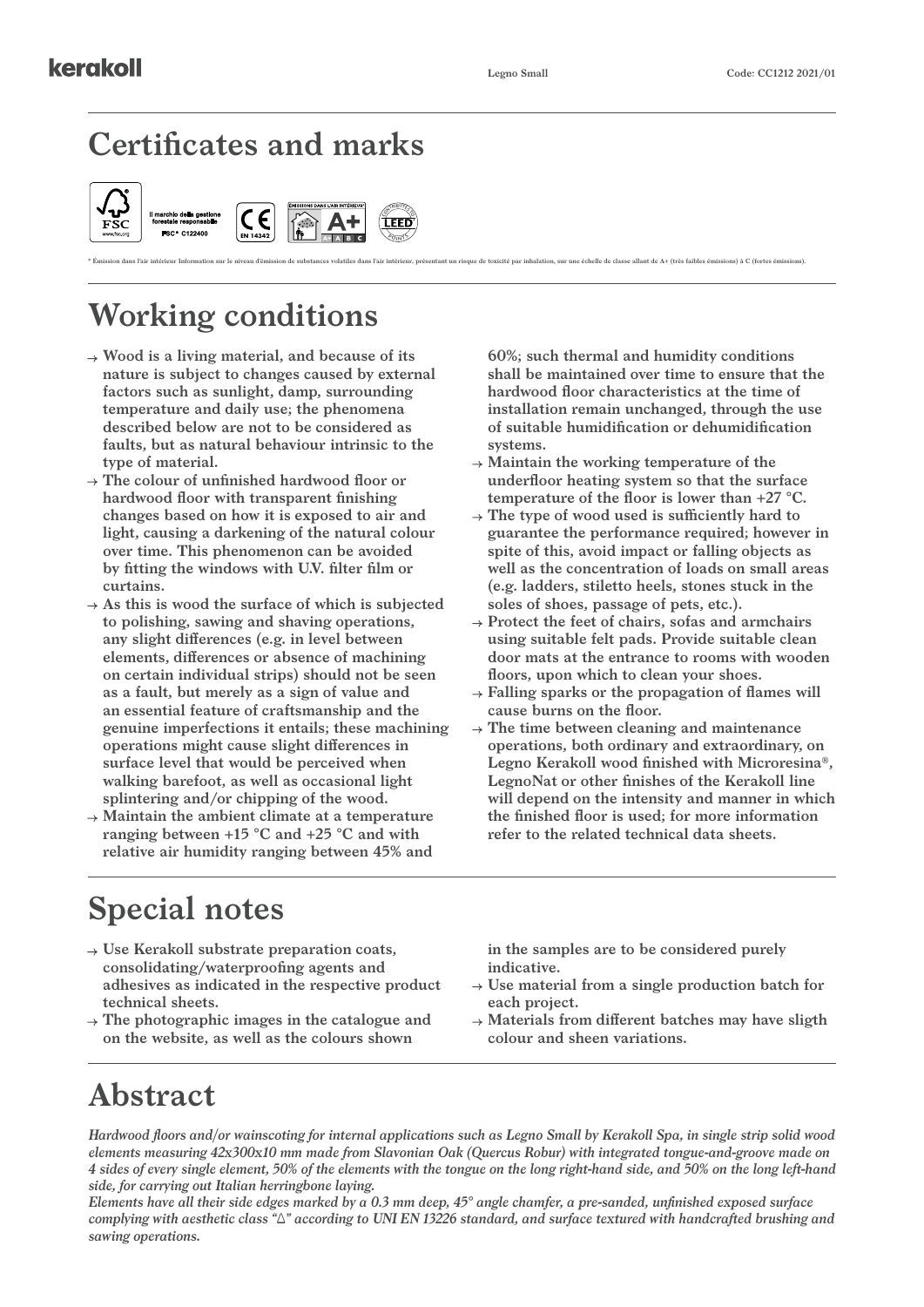# Certificates and marks

Il marchio della gestione forestale responsabile FSC® C122400

EN 14342

ÉMISSIONS DANS L'AIR INTÉRIEUR* A+

LEED

\* Émission dans l'air intérieur Information sur le niveau d'émission de substances volatiles dans l'air intérieur, présentant un risque de toxicité par inhalation, sur une échelle de classe allant de A+ (très faibles émissions) à C (fortes émissions).

# Working conditions

- → **Wood is a living material, and because of its nature is subject to changes caused by external factors such as sunlight, damp, surrounding temperature and daily use; the phenomena described below are not to be considered as faults, but as natural behaviour intrinsic to the type of material.**
- → **The colour of unfinished hardwood floor or hardwood floor with transparent finishing changes based on how it is exposed to air and light, causing a darkening of the natural colour over time. This phenomenon can be avoided by fitting the windows with U.V. filter film or curtains.**
- → **As this is wood the surface of which is subjected to polishing, sawing and shaving operations, any slight differences (e.g. in level between elements, differences or absence of machining on certain individual strips) should not be seen as a fault, but merely as a sign of value and an essential feature of craftsmanship and the genuine imperfections it entails; these machining operations might cause slight differences in surface level that would be perceived when walking barefoot, as well as occasional light splintering and/or chipping of the wood.**
- → **Maintain the ambient climate at a temperature ranging between +15 °C and +25 °C and with relative air humidity ranging between 45% and 60%; such thermal and humidity conditions shall be maintained over time to ensure that the hardwood floor characteristics at the time of installation remain unchanged, through the use of suitable humidification or dehumidification systems.**
- → **Maintain the working temperature of the underfloor heating system so that the surface temperature of the floor is lower than +27 °C.**
- → **The type of wood used is sufficiently hard to guarantee the performance required; however in spite of this, avoid impact or falling objects as well as the concentration of loads on small areas (e.g. ladders, stiletto heels, stones stuck in the soles of shoes, passage of pets, etc.).**
- → **Protect the feet of chairs, sofas and armchairs using suitable felt pads. Provide suitable clean door mats at the entrance to rooms with wooden floors, upon which to clean your shoes.**
- → **Falling sparks or the propagation of flames will cause burns on the floor.**
- → **The time between cleaning and maintenance operations, both ordinary and extraordinary, on Legno Kerakoll wood finished with Microresina®, LegnoNat or other finishes of the Kerakoll line will depend on the intensity and manner in which the finished floor is used; for more information refer to the related technical data sheets.**

# Special notes

- → **Use Kerakoll substrate preparation coats, consolidating/waterproofing agents and adhesives as indicated in the respective product technical sheets.**
- → **The photographic images in the catalogue and on the website, as well as the colours shown in the samples are to be considered purely indicative.**
- → **Use material from a single production batch for each project.**
- → **Materials from different batches may have sligth colour and sheen variations.**

# Abstract

*Hardwood floors and/or wainscoting for internal applications such as Legno Small by Kerakoll Spa, in single strip solid wood elements measuring 42x300x10 mm made from Slavonian Oak (Quercus Robur) with integrated tongue-and-groove made on 4 sides of every single element, 50% of the elements with the tongue on the long right-hand side, and 50% on the long left-hand side, for carrying out Italian herringbone laying.*

*Elements have all their side edges marked by a 0.3 mm deep, 45° angle chamfer, a pre-sanded, unfinished exposed surface complying with aesthetic class "△" according to UNI EN 13226 standard, and surface textured with handcrafted brushing and sawing operations.*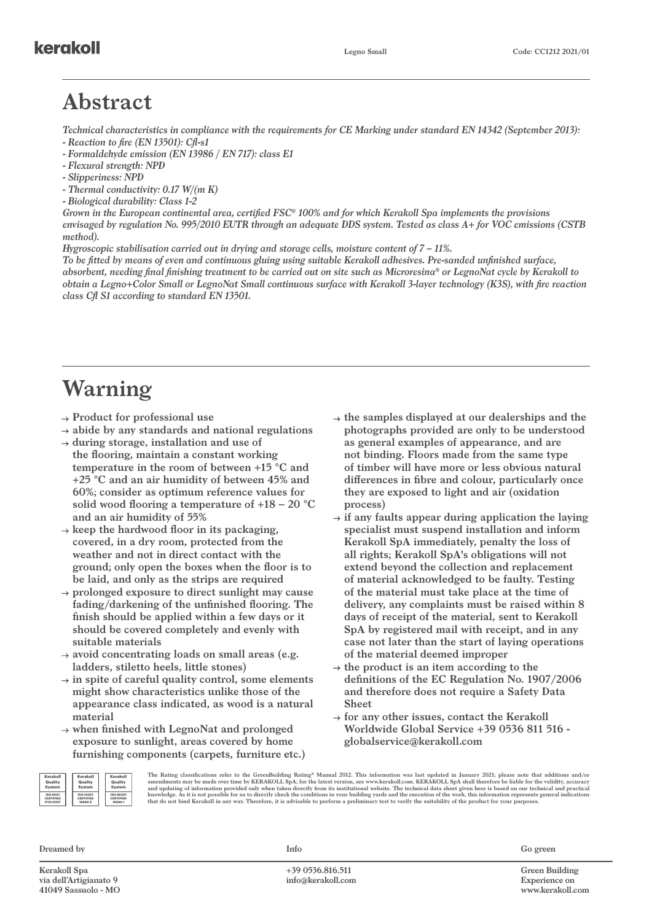# Abstract

*Technical characteristics in compliance with the requirements for CE Marking under standard EN 14342 (September 2013):*
*- Reaction to fire (EN 13501): Cfl-s1*
*- Formaldehyde emission (EN 13986 / EN 717): class E1*
*- Flexural strength: NPD*
*- Slipperiness: NPD*
*- Thermal conductivity: 0.17 W/(m K)*
*- Biological durability: Class 1-2*
*Grown in the European continental area, certified FSC® 100% and for which Kerakoll Spa implements the provisions envisaged by regulation No. 995/2010 EUTR through an adequate DDS system. Tested as class A+ for VOC emissions (CSTB method).*
*Hygroscopic stabilisation carried out in drying and storage cells, moisture content of 7 – 11%.*
*To be fitted by means of even and continuous gluing using suitable Kerakoll adhesives. Pre-sanded unfinished surface, absorbent, needing final finishing treatment to be carried out on site such as Microresina® or LegnoNat cycle by Kerakoll to obtain a Legno+Color Small or LegnoNat Small continuous surface with Kerakoll 3-layer technology (K3S), with fire reaction class Cfl S1 according to standard EN 13501.*

# Warning

- **Product for professional use**
- **abide by any standards and national regulations**
- **during storage, installation and use of the flooring, maintain a constant working temperature in the room of between +15 °C and +25 °C and an air humidity of between 45% and 60%; consider as optimum reference values for solid wood flooring a temperature of +18 – 20 °C and an air humidity of 55%**
- **keep the hardwood floor in its packaging, covered, in a dry room, protected from the weather and not in direct contact with the ground; only open the boxes when the floor is to be laid, and only as the strips are required**
- **prolonged exposure to direct sunlight may cause fading/darkening of the unfinished flooring. The finish should be applied within a few days or it should be covered completely and evenly with suitable materials**
- **avoid concentrating loads on small areas (e.g. ladders, stiletto heels, little stones)**
- **in spite of careful quality control, some elements might show characteristics unlike those of the appearance class indicated, as wood is a natural material**
- **when finished with LegnoNat and prolonged exposure to sunlight, areas covered by home furnishing components (carpets, furniture etc.)**
- **the samples displayed at our dealerships and the photographs provided are only to be understood as general examples of appearance, and are not binding. Floors made from the same type of timber will have more or less obvious natural differences in fibre and colour, particularly once they are exposed to light and air (oxidation process)**
- **if any faults appear during application the laying specialist must suspend installation and inform Kerakoll SpA immediately, penalty the loss of all rights; Kerakoll SpA's obligations will not extend beyond the collection and replacement of material acknowledged to be faulty. Testing of the material must take place at the time of delivery, any complaints must be raised within 8 days of receipt of the material, sent to Kerakoll SpA by registered mail with receipt, and in any case not later than the start of laying operations of the material deemed improper**
- **the product is an item according to the definitions of the EC Regulation No. 1907/2006 and therefore does not require a Safety Data Sheet**
- **for any other issues, contact the Kerakoll Worldwide Global Service +39 0536 811 516 - globalservice@kerakoll.com**

Kerakoll Quality System ISO 9001 CERTIFIED IT10/0337 | Kerakoll Quality System ISO 14001 CERTIFIED 18569-E | Kerakoll Quality System ISO 45001 CERTIFIED 18584-I

The Rating classifications refer to the GreenBuilding Rating® Manual 2012. This information was last updated in January 2021; please note that additions and/or amendments may be made over time by KERAKOLL SpA; for the latest version, see www.kerakoll.com. KERAKOLL SpA shall therefore be liable for the validity, accuracy and updating of information provided only when taken directly from its institutional website. The technical data sheet given here is based on our technical and practical knowledge. As it is not possible for us to directly check the conditions in your building yards and the execution of the work, this information represents general indications that do not bind Kerakoll in any way. Therefore, it is advisable to perform a preliminary test to verify the suitability of the product for your purposes.